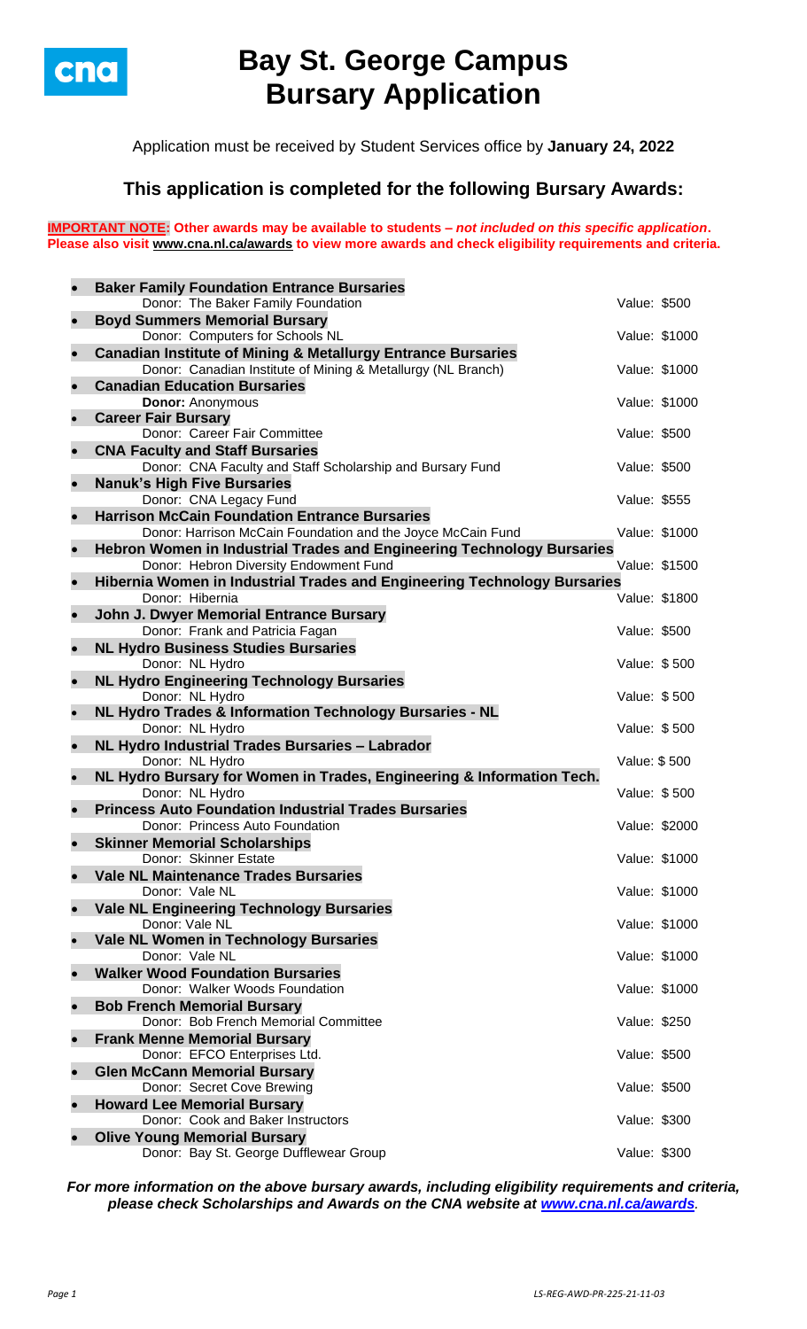# Bay St. George Campus Bursary Application

Application must be received by Student Services office by **January 24, 2022**

## This application is completed for the following Bursary Awards:

**IMPORTANT NOTE: Other awards may be available to students – *not included on this specific application*. Please also visit www.cna.nl.ca/awards to view more awards and check eligibility requirements and criteria.**

- **Baker Family Foundation Entrance Bursaries**
  Donor: The Baker Family Foundation — Value: $500
- **Boyd Summers Memorial Bursary**
  Donor: Computers for Schools NL — Value: $1000
- **Canadian Institute of Mining & Metallurgy Entrance Bursaries**
  Donor: Canadian Institute of Mining & Metallurgy (NL Branch) — Value: $1000
- **Canadian Education Bursaries**
  **Donor:** Anonymous — Value: $1000
- **Career Fair Bursary**
  Donor: Career Fair Committee — Value: $500
- **CNA Faculty and Staff Bursaries**
  Donor: CNA Faculty and Staff Scholarship and Bursary Fund — Value: $500
- **Nanuk's High Five Bursaries**
  Donor: CNA Legacy Fund — Value: $555
- **Harrison McCain Foundation Entrance Bursaries**
  Donor: Harrison McCain Foundation and the Joyce McCain Fund — Value: $1000
- **Hebron Women in Industrial Trades and Engineering Technology Bursaries**
  Donor: Hebron Diversity Endowment Fund — Value: $1500
- **Hibernia Women in Industrial Trades and Engineering Technology Bursaries**
  Donor: Hibernia — Value: $1800
- **John J. Dwyer Memorial Entrance Bursary**
  Donor: Frank and Patricia Fagan — Value: $500
- **NL Hydro Business Studies Bursaries**
  Donor: NL Hydro — Value: $ 500
- **NL Hydro Engineering Technology Bursaries**
  Donor: NL Hydro — Value: $ 500
- **NL Hydro Trades & Information Technology Bursaries - NL**
  Donor: NL Hydro — Value: $ 500
- **NL Hydro Industrial Trades Bursaries – Labrador**
  Donor: NL Hydro — Value: $ 500
- **NL Hydro Bursary for Women in Trades, Engineering & Information Tech.**
  Donor: NL Hydro — Value: $ 500
- **Princess Auto Foundation Industrial Trades Bursaries**
  Donor: Princess Auto Foundation — Value: $2000
- **Skinner Memorial Scholarships**
  Donor: Skinner Estate — Value: $1000
- **Vale NL Maintenance Trades Bursaries**
  Donor: Vale NL — Value: $1000
- **Vale NL Engineering Technology Bursaries**
  Donor: Vale NL — Value: $1000
- **Vale NL Women in Technology Bursaries**
  Donor: Vale NL — Value: $1000
- **Walker Wood Foundation Bursaries**
  Donor: Walker Woods Foundation — Value: $1000
- **Bob French Memorial Bursary**
  Donor: Bob French Memorial Committee — Value: $250
- **Frank Menne Memorial Bursary**
  Donor: EFCO Enterprises Ltd. — Value: $500
- **Glen McCann Memorial Bursary**
  Donor: Secret Cove Brewing — Value: $500
- **Howard Lee Memorial Bursary**
  Donor: Cook and Baker Instructors — Value: $300
- **Olive Young Memorial Bursary**
  Donor: Bay St. George Dufflewear Group — Value: $300

***For more information on the above bursary awards, including eligibility requirements and criteria, please check Scholarships and Awards on the CNA website at www.cna.nl.ca/awards.***

LS-REG-AWD-PR-225-21-11-03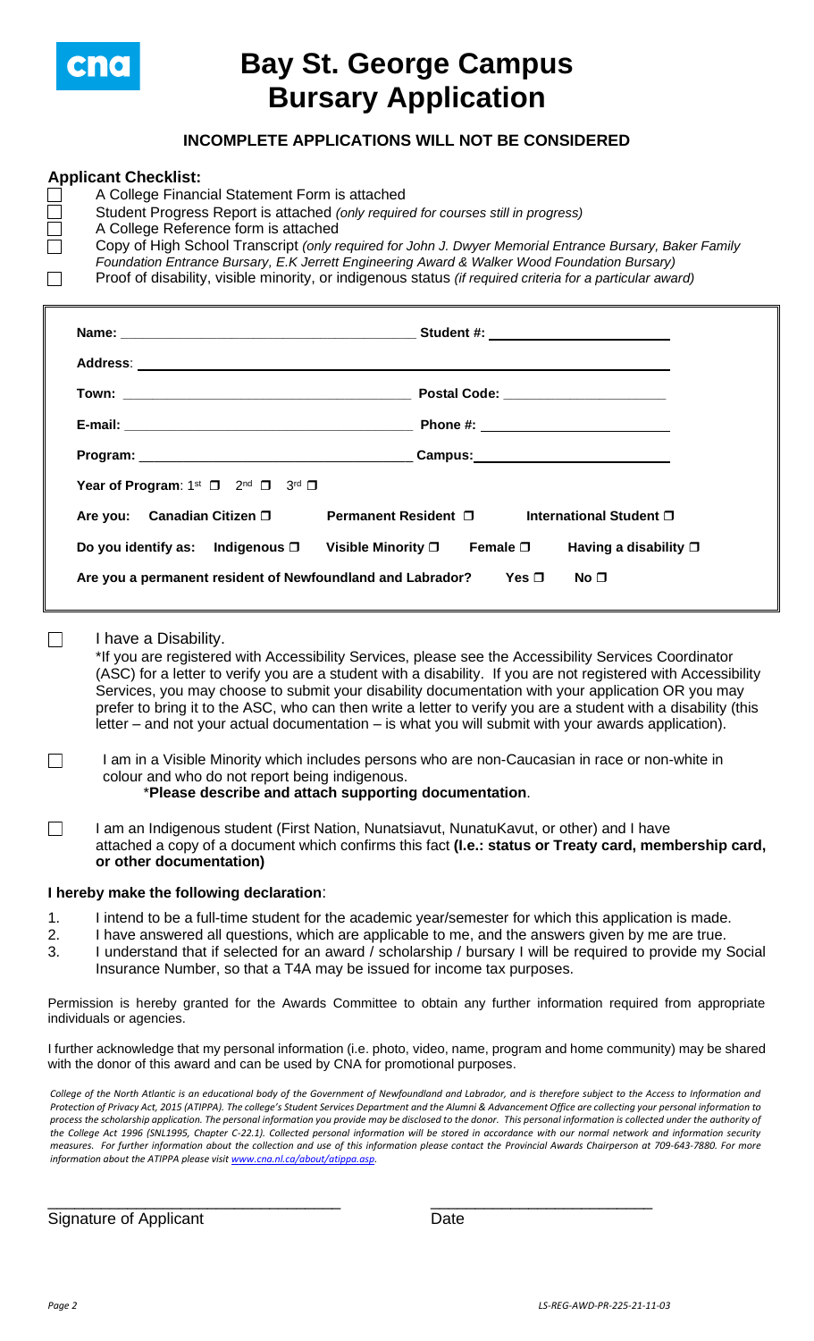# Bay St. George Campus Bursary Application

**INCOMPLETE APPLICATIONS WILL NOT BE CONSIDERED**

**Applicant Checklist:**

- ☐ A College Financial Statement Form is attached
- ☐ Student Progress Report is attached *(only required for courses still in progress)*
- ☐ A College Reference form is attached
- ☐ Copy of High School Transcript *(only required for John J. Dwyer Memorial Entrance Bursary, Baker Family Foundation Entrance Bursary, E.K Jerrett Engineering Award & Walker Wood Foundation Bursary)*
- ☐ Proof of disability, visible minority, or indigenous status *(if required criteria for a particular award)*

**Name:** ______________________ **Student #:** ______________________

**Address:** ______________________________________________

**Town:** ______________________ **Postal Code:** ______________________

**E-mail:** ______________________ **Phone #:** ______________________

**Program:** ______________________ **Campus:** ______________________

**Year of Program**: 1st ☐ 2nd ☐ 3rd ☐

**Are you: Canadian Citizen ☐ Permanent Resident ☐ International Student ☐**

**Do you identify as: Indigenous ☐ Visible Minority ☐ Female ☐ Having a disability ☐**

**Are you a permanent resident of Newfoundland and Labrador? Yes ☐ No ☐**

☐ I have a Disability.
*If you are registered with Accessibility Services, please see the Accessibility Services Coordinator (ASC) for a letter to verify you are a student with a disability. If you are not registered with Accessibility Services, you may choose to submit your disability documentation with your application OR you may prefer to bring it to the ASC, who can then write a letter to verify you are a student with a disability (this letter – and not your actual documentation – is what you will submit with your awards application).

☐ I am in a Visible Minority which includes persons who are non-Caucasian in race or non-white in colour and who do not report being indigenous.
*__Please describe and attach supporting documentation__.

☐ I am an Indigenous student (First Nation, Nunatsiavut, NunatuKavut, or other) and I have attached a copy of a document which confirms this fact **(I.e.: status or Treaty card, membership card, or other documentation)**

**I hereby make the following declaration**:

1. I intend to be a full-time student for the academic year/semester for which this application is made.
2. I have answered all questions, which are applicable to me, and the answers given by me are true.
3. I understand that if selected for an award / scholarship / bursary I will be required to provide my Social Insurance Number, so that a T4A may be issued for income tax purposes.

Permission is hereby granted for the Awards Committee to obtain any further information required from appropriate individuals or agencies.

I further acknowledge that my personal information (i.e. photo, video, name, program and home community) may be shared with the donor of this award and can be used by CNA for promotional purposes.

*College of the North Atlantic is an educational body of the Government of Newfoundland and Labrador, and is therefore subject to the Access to Information and Protection of Privacy Act, 2015 (ATIPPA). The college's Student Services Department and the Alumni & Advancement Office are collecting your personal information to process the scholarship application. The personal information you provide may be disclosed to the donor. This personal information is collected under the authority of the College Act 1996 (SNL1995, Chapter C-22.1). Collected personal information will be stored in accordance with our normal network and information security measures. For further information about the collection and use of this information please contact the Provincial Awards Chairperson at 709-643-7880. For more information about the ATIPPA please visit www.cna.nl.ca/about/atippa.asp.*

______________________ ______________________
Signature of Applicant Date

LS-REG-AWD-PR-225-21-11-03